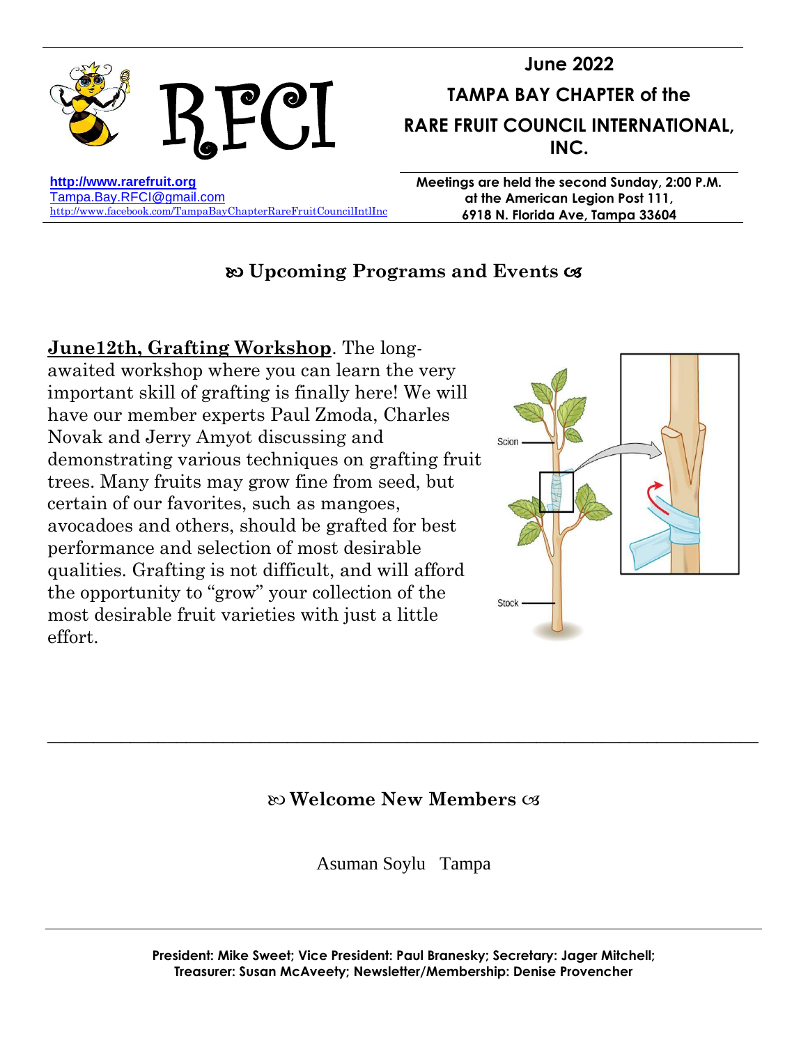# RFCI

**June 2022**

**TAMPA BAY CHAPTER of the RARE FRUIT COUNCIL INTERNATIONAL, INC.**

**http://www.rarefruit.org**
Tampa.Bay.RFCI@gmail.com
http://www.facebook.com/TampaBayChapterRareFruitCouncilIntlInc

**Meetings are held the second Sunday, 2:00 P.M. at the American Legion Post 111, 6918 N. Florida Ave, Tampa 33604**

## ꕥ Upcoming Programs and Events ꕥ

**June12th, Grafting Workshop**. The long-awaited workshop where you can learn the very important skill of grafting is finally here! We will have our member experts Paul Zmoda, Charles Novak and Jerry Amyot discussing and demonstrating various techniques on grafting fruit trees. Many fruits may grow fine from seed, but certain of our favorites, such as mangoes, avocadoes and others, should be grafted for best performance and selection of most desirable qualities. Grafting is not difficult, and will afford the opportunity to "grow" your collection of the most desirable fruit varieties with just a little effort.

Scion

Stock

---

## ꕥ Welcome New Members ꕥ

Asuman Soylu   Tampa

---

**President: Mike Sweet; Vice President: Paul Branesky; Secretary: Jager Mitchell; Treasurer: Susan McAveety; Newsletter/Membership: Denise Provencher**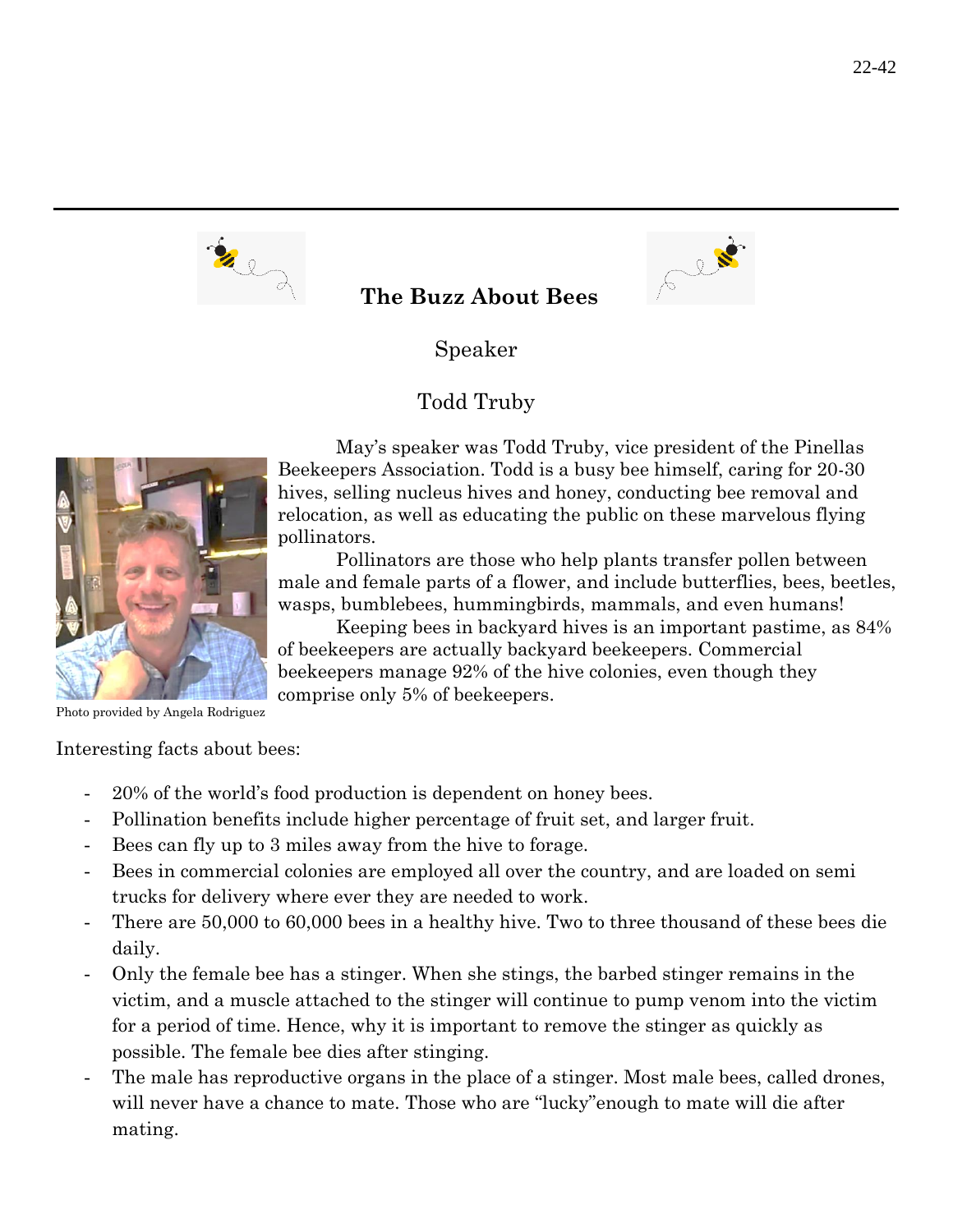## The Buzz About Bees

Speaker

Todd Truby

Photo provided by Angela Rodriguez

May's speaker was Todd Truby, vice president of the Pinellas Beekeepers Association. Todd is a busy bee himself, caring for 20-30 hives, selling nucleus hives and honey, conducting bee removal and relocation, as well as educating the public on these marvelous flying pollinators.

Pollinators are those who help plants transfer pollen between male and female parts of a flower, and include butterflies, bees, beetles, wasps, bumblebees, hummingbirds, mammals, and even humans!

Keeping bees in backyard hives is an important pastime, as 84% of beekeepers are actually backyard beekeepers. Commercial beekeepers manage 92% of the hive colonies, even though they comprise only 5% of beekeepers.

Interesting facts about bees:

- 20% of the world's food production is dependent on honey bees.
- Pollination benefits include higher percentage of fruit set, and larger fruit.
- Bees can fly up to 3 miles away from the hive to forage.
- Bees in commercial colonies are employed all over the country, and are loaded on semi trucks for delivery where ever they are needed to work.
- There are 50,000 to 60,000 bees in a healthy hive. Two to three thousand of these bees die daily.
- Only the female bee has a stinger. When she stings, the barbed stinger remains in the victim, and a muscle attached to the stinger will continue to pump venom into the victim for a period of time. Hence, why it is important to remove the stinger as quickly as possible. The female bee dies after stinging.
- The male has reproductive organs in the place of a stinger. Most male bees, called drones, will never have a chance to mate. Those who are "lucky"enough to mate will die after mating.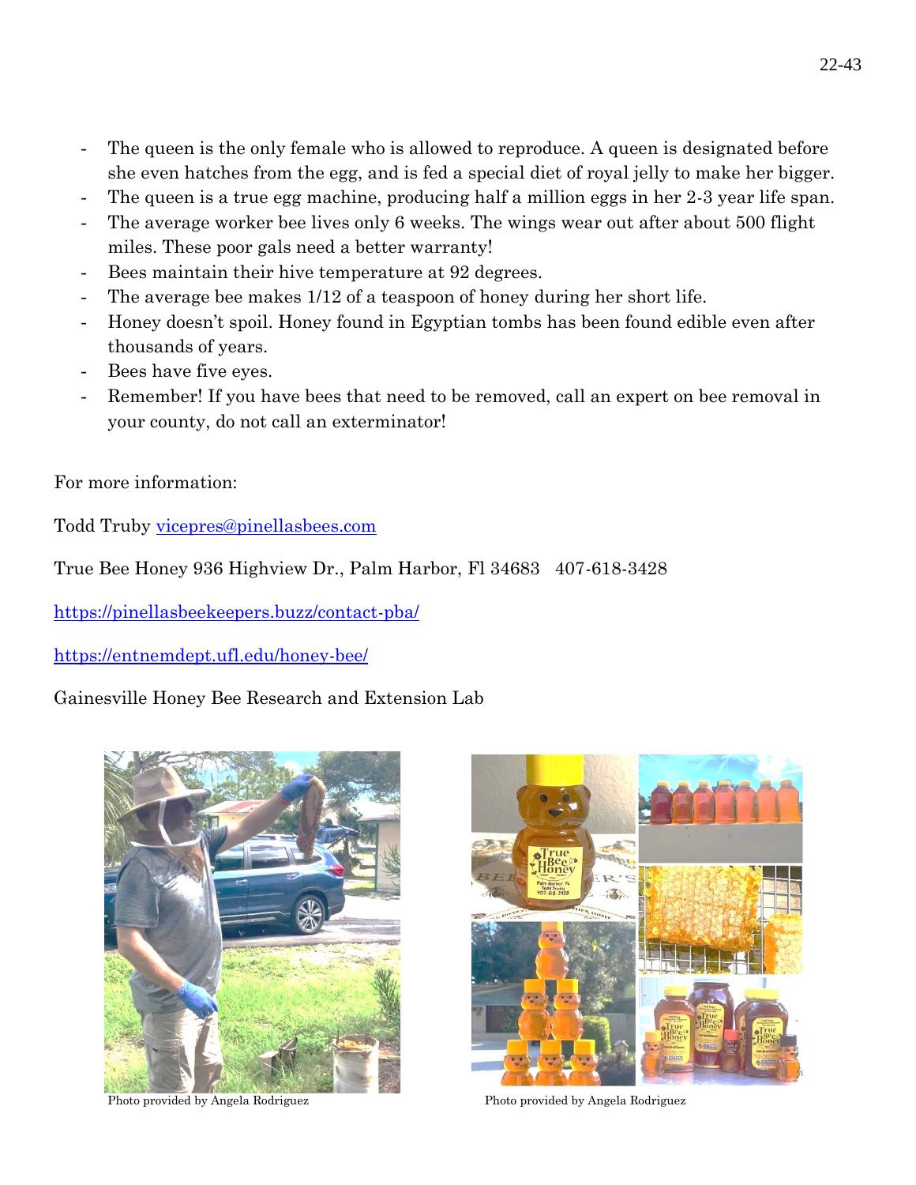- The queen is the only female who is allowed to reproduce. A queen is designated before she even hatches from the egg, and is fed a special diet of royal jelly to make her bigger.
- The queen is a true egg machine, producing half a million eggs in her 2-3 year life span.
- The average worker bee lives only 6 weeks. The wings wear out after about 500 flight miles. These poor gals need a better warranty!
- Bees maintain their hive temperature at 92 degrees.
- The average bee makes 1/12 of a teaspoon of honey during her short life.
- Honey doesn't spoil. Honey found in Egyptian tombs has been found edible even after thousands of years.
- Bees have five eyes.
- Remember! If you have bees that need to be removed, call an expert on bee removal in your county, do not call an exterminator!

For more information:

Todd Truby vicepres@pinellasbees.com

True Bee Honey 936 Highview Dr., Palm Harbor, Fl 34683 407-618-3428

https://pinellasbeekeepers.buzz/contact-pba/

https://entnemdept.ufl.edu/honey-bee/

Gainesville Honey Bee Research and Extension Lab

Photo provided by Angela Rodriguez

Photo provided by Angela Rodriguez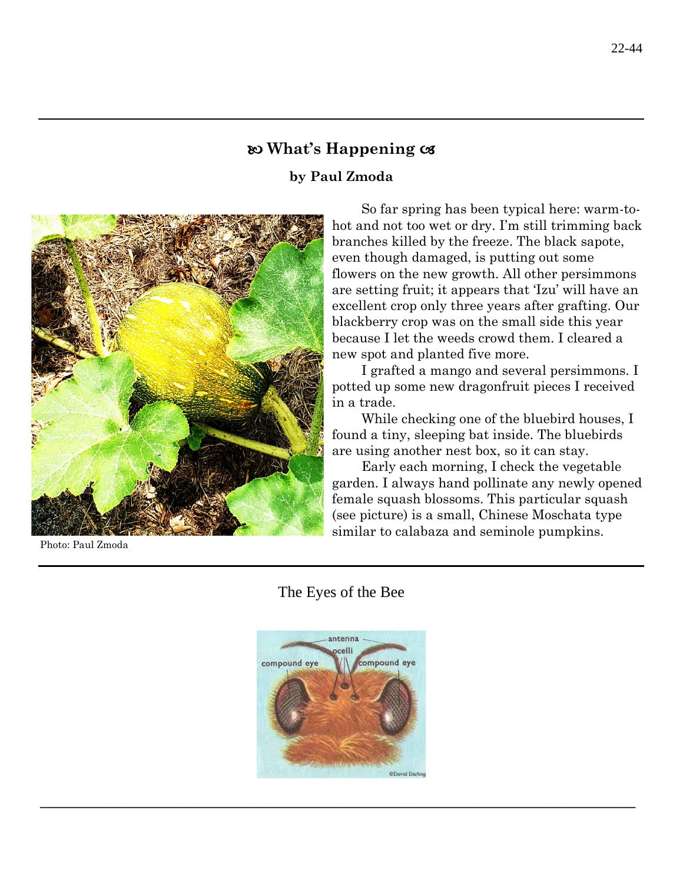## ☙ What's Happening ❧

**by Paul Zmoda**

So far spring has been typical here: warm-to-hot and not too wet or dry. I'm still trimming back branches killed by the freeze. The black sapote, even though damaged, is putting out some flowers on the new growth. All other persimmons are setting fruit; it appears that 'Izu' will have an excellent crop only three years after grafting. Our blackberry crop was on the small side this year because I let the weeds crowd them. I cleared a new spot and planted five more.

I grafted a mango and several persimmons. I potted up some new dragonfruit pieces I received in a trade.

While checking one of the bluebird houses, I found a tiny, sleeping bat inside. The bluebirds are using another nest box, so it can stay.

Early each morning, I check the vegetable garden. I always hand pollinate any newly opened female squash blossoms. This particular squash (see picture) is a small, Chinese Moschata type similar to calabaza and seminole pumpkins.

Photo: Paul Zmoda

---

The Eyes of the Bee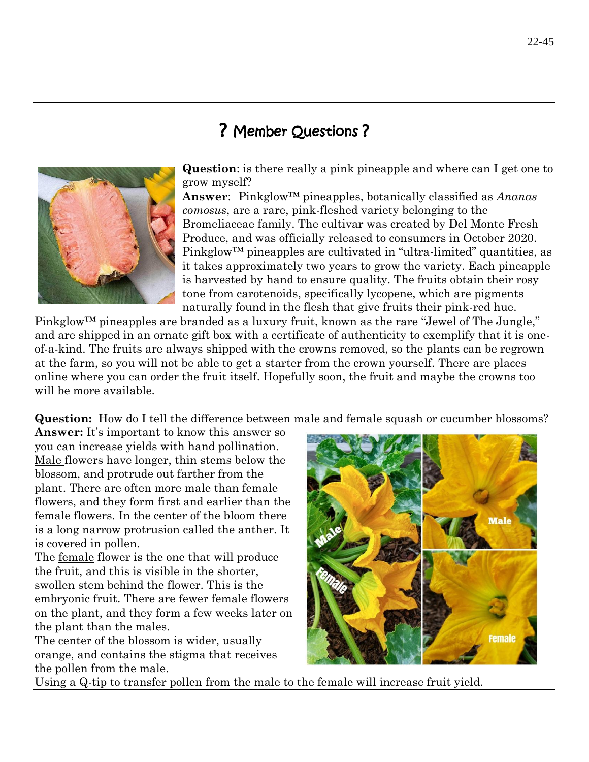## ? Member Questions ?

**Question**: is there really a pink pineapple and where can I get one to grow myself?

**Answer**: Pinkglow™ pineapples, botanically classified as *Ananas comosus*, are a rare, pink-fleshed variety belonging to the Bromeliaceae family. The cultivar was created by Del Monte Fresh Produce, and was officially released to consumers in October 2020. Pinkglow™ pineapples are cultivated in "ultra-limited" quantities, as it takes approximately two years to grow the variety. Each pineapple is harvested by hand to ensure quality. The fruits obtain their rosy tone from carotenoids, specifically lycopene, which are pigments naturally found in the flesh that give fruits their pink-red hue. Pinkglow™ pineapples are branded as a luxury fruit, known as the rare "Jewel of The Jungle," and are shipped in an ornate gift box with a certificate of authenticity to exemplify that it is one-of-a-kind. The fruits are always shipped with the crowns removed, so the plants can be regrown at the farm, so you will not be able to get a starter from the crown yourself. There are places online where you can order the fruit itself. Hopefully soon, the fruit and maybe the crowns too will be more available.

**Question:** How do I tell the difference between male and female squash or cucumber blossoms?

**Answer:** It's important to know this answer so you can increase yields with hand pollination. Male flowers have longer, thin stems below the blossom, and protrude out farther from the plant. There are often more male than female flowers, and they form first and earlier than the female flowers. In the center of the bloom there is a long narrow protrusion called the anther. It is covered in pollen.

The female flower is the one that will produce the fruit, and this is visible in the shorter, swollen stem behind the flower. This is the embryonic fruit. There are fewer female flowers on the plant, and they form a few weeks later on the plant than the males.

The center of the blossom is wider, usually orange, and contains the stigma that receives the pollen from the male.

Using a Q-tip to transfer pollen from the male to the female will increase fruit yield.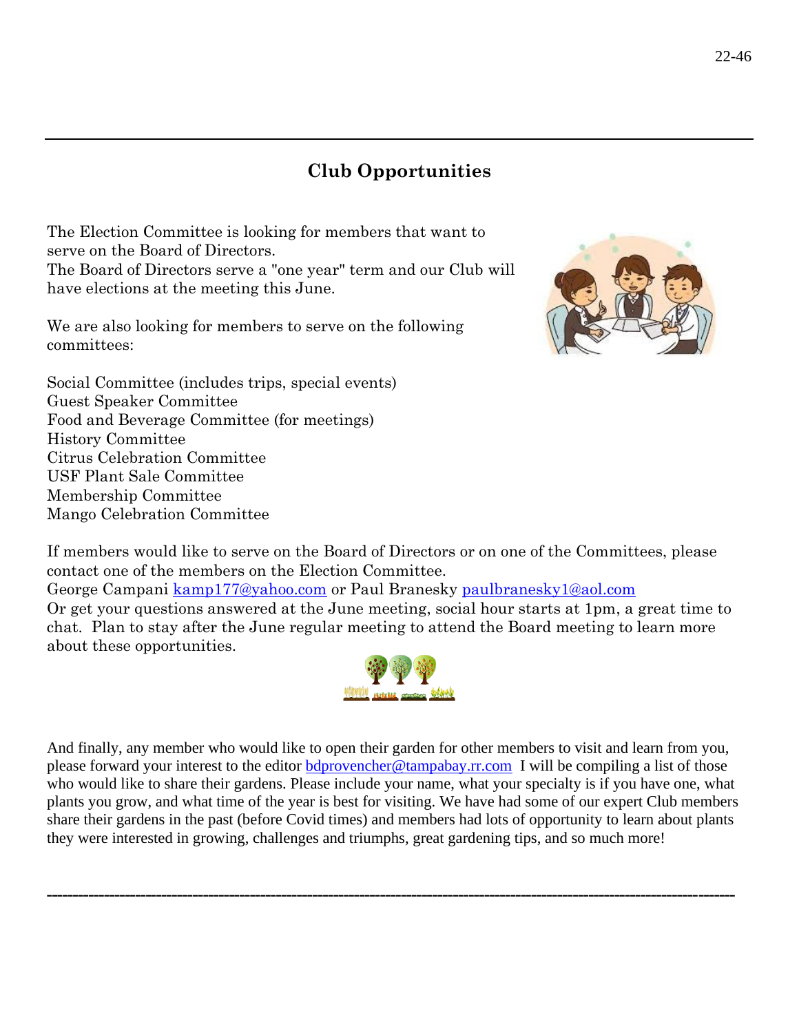## Club Opportunities

The Election Committee is looking for members that want to serve on the Board of Directors.
The Board of Directors serve a "one year" term and our Club will have elections at the meeting this June.

We are also looking for members to serve on the following committees:

Social Committee (includes trips, special events)
Guest Speaker Committee
Food and Beverage Committee (for meetings)
History Committee
Citrus Celebration Committee
USF Plant Sale Committee
Membership Committee
Mango Celebration Committee

If members would like to serve on the Board of Directors or on one of the Committees, please contact one of the members on the Election Committee.
George Campani kamp177@yahoo.com or Paul Branesky paulbranesky1@aol.com
Or get your questions answered at the June meeting, social hour starts at 1pm, a great time to chat. Plan to stay after the June regular meeting to attend the Board meeting to learn more about these opportunities.

And finally, any member who would like to open their garden for other members to visit and learn from you, please forward your interest to the editor bdprovencher@tampabay.rr.com I will be compiling a list of those who would like to share their gardens. Please include your name, what your specialty is if you have one, what plants you grow, and what time of the year is best for visiting. We have had some of our expert Club members share their gardens in the past (before Covid times) and members had lots of opportunity to learn about plants they were interested in growing, challenges and triumphs, great gardening tips, and so much more!

---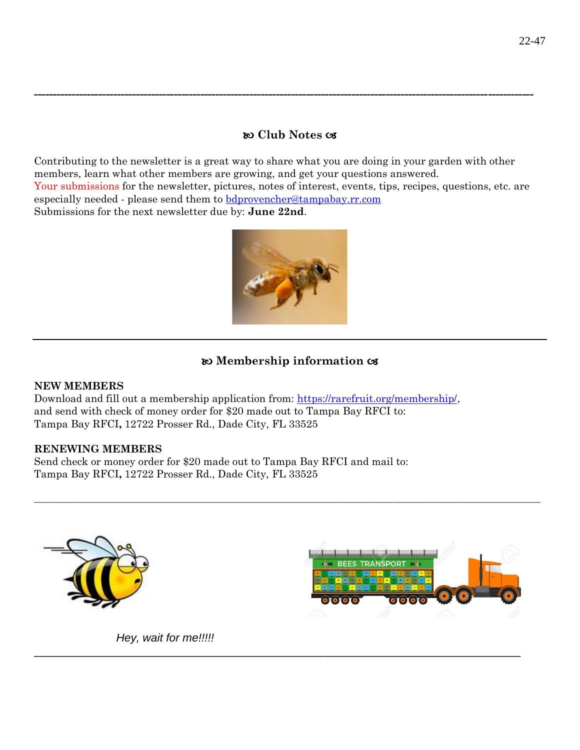## ➷ Club Notes ☙

Contributing to the newsletter is a great way to share what you are doing in your garden with other members, learn what other members are growing, and get your questions answered.
Your submissions for the newsletter, pictures, notes of interest, events, tips, recipes, questions, etc. are especially needed - please send them to bdprovencher@tampabay.rr.com
Submissions for the next newsletter due by: **June 22nd**.

---

## ➷ Membership information ☙

**NEW MEMBERS**
Download and fill out a membership application from: https://rarefruit.org/membership/, and send with check of money order for $20 made out to Tampa Bay RFCI to:
Tampa Bay RFCI**,** 12722 Prosser Rd., Dade City, FL 33525

**RENEWING MEMBERS**
Send check or money order for $20 made out to Tampa Bay RFCI and mail to:
Tampa Bay RFCI**,** 12722 Prosser Rd., Dade City, FL 33525

---

*Hey, wait for me!!!!!*

---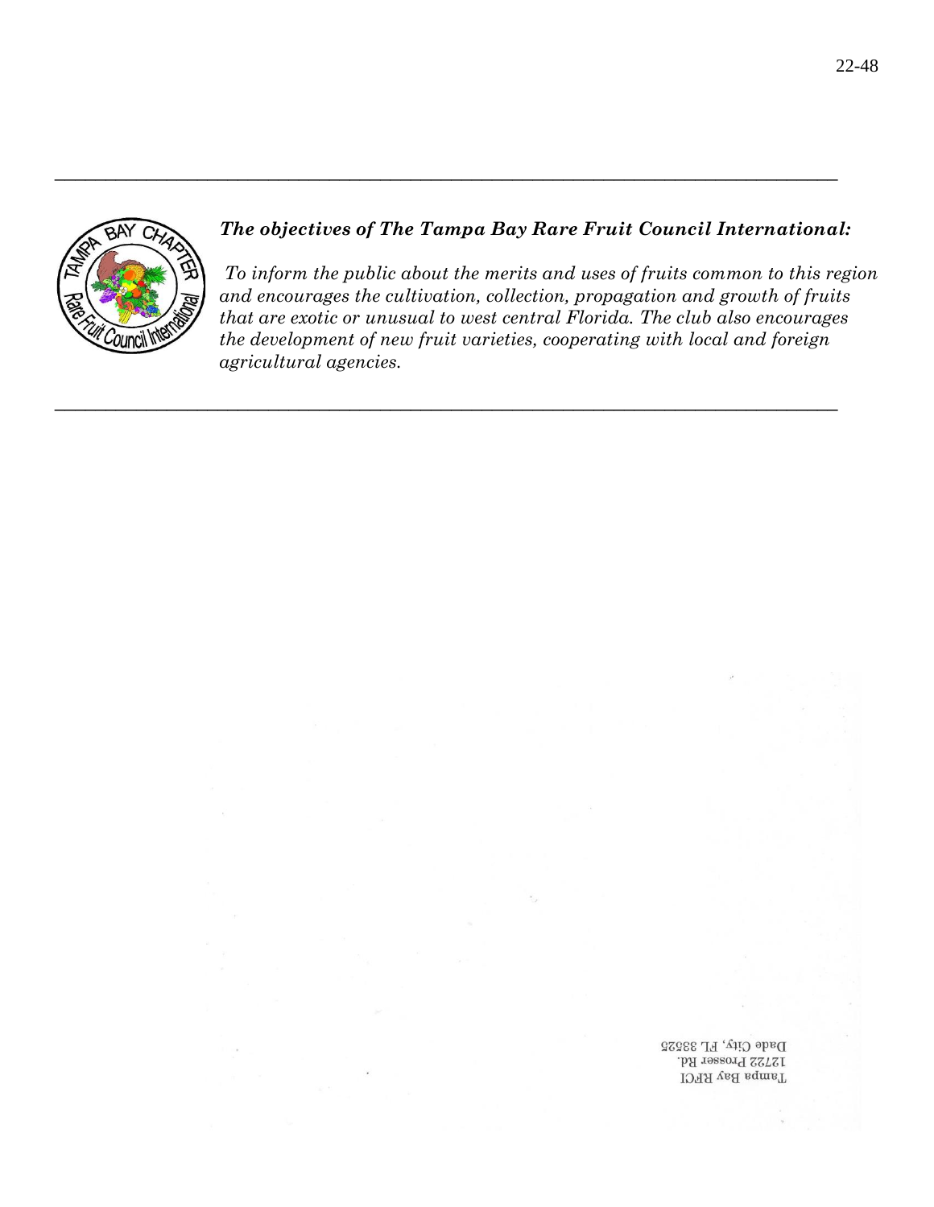---

### *The objectives of The Tampa Bay Rare Fruit Council International:*

*To inform the public about the merits and uses of fruits common to this region and encourages the cultivation, collection, propagation and growth of fruits that are exotic or unusual to west central Florida. The club also encourages the development of new fruit varieties, cooperating with local and foreign agricultural agencies.*

---

Tampa Bay RFCI
12722 Prosser Rd.
Dade City, FL 33525